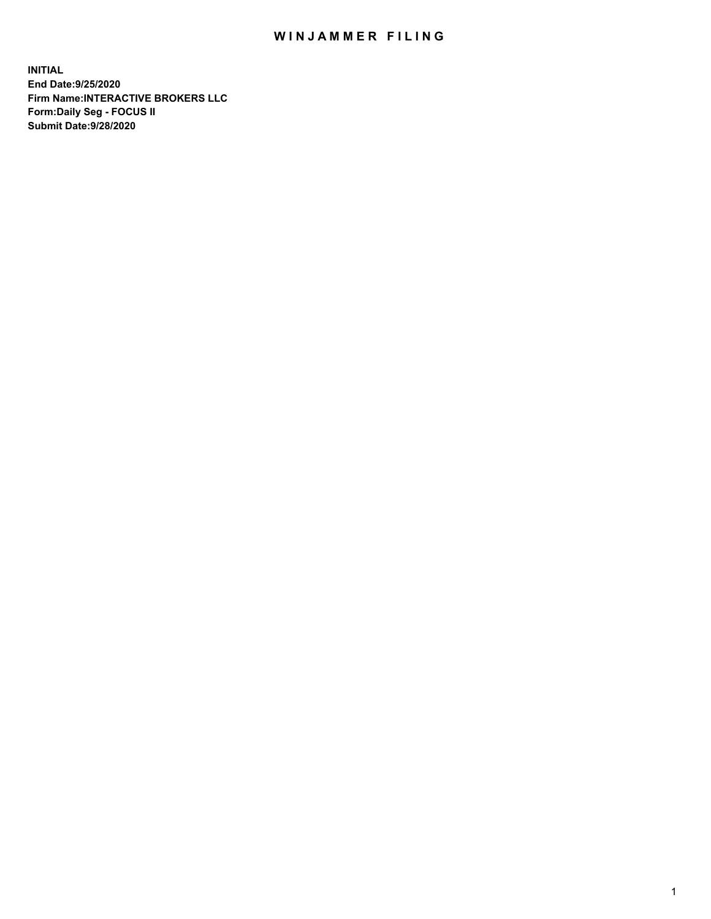# WINJAMMER FILING

**INITIAL**
**End Date:9/25/2020**
**Firm Name:INTERACTIVE BROKERS LLC**
**Form:Daily Seg - FOCUS II**
**Submit Date:9/28/2020**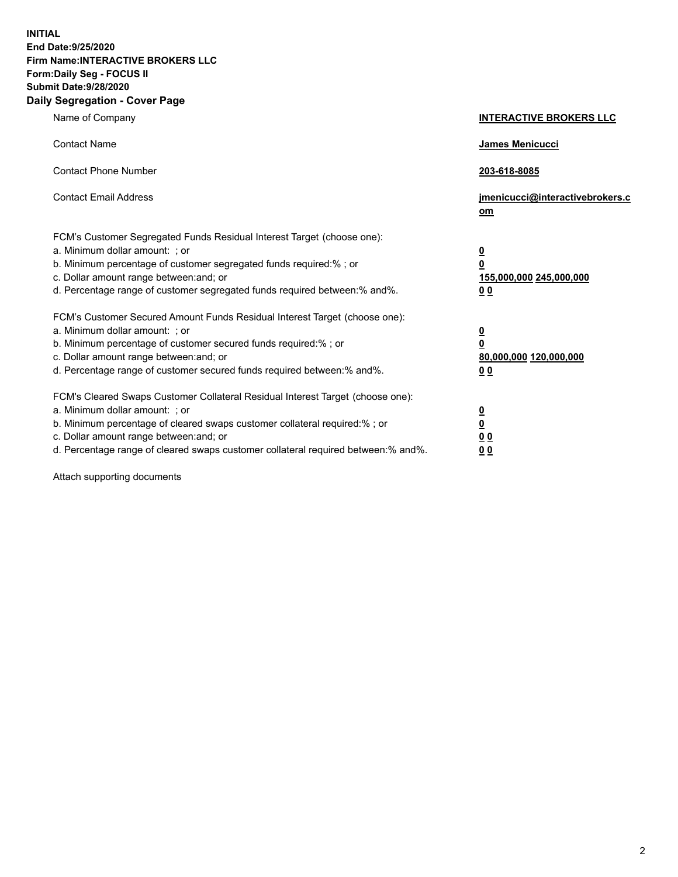**INITIAL**
**End Date:9/25/2020**
**Firm Name:INTERACTIVE BROKERS LLC**
**Form:Daily Seg - FOCUS II**
**Submit Date:9/28/2020**

## Daily Segregation - Cover Page

| | |
|---|---|
| Name of Company | **INTERACTIVE BROKERS LLC** |
| Contact Name | **James Menicucci** |
| Contact Phone Number | **203-618-8085** |
| Contact Email Address | **jmenicucci@interactivebrokers.com** |
| FCM's Customer Segregated Funds Residual Interest Target (choose one): | |
| a. Minimum dollar amount: ; or | **0** |
| b. Minimum percentage of customer segregated funds required:% ; or | **0** |
| c. Dollar amount range between:and; or | **155,000,000 245,000,000** |
| d. Percentage range of customer segregated funds required between:% and%. | **0 0** |
| FCM's Customer Secured Amount Funds Residual Interest Target (choose one): | |
| a. Minimum dollar amount: ; or | **0** |
| b. Minimum percentage of customer secured funds required:% ; or | **0** |
| c. Dollar amount range between:and; or | **80,000,000 120,000,000** |
| d. Percentage range of customer secured funds required between:% and%. | **0 0** |
| FCM's Cleared Swaps Customer Collateral Residual Interest Target (choose one): | |
| a. Minimum dollar amount: ; or | **0** |
| b. Minimum percentage of cleared swaps customer collateral required:% ; or | **0** |
| c. Dollar amount range between:and; or | **0 0** |
| d. Percentage range of cleared swaps customer collateral required between:% and%. | **0 0** |

Attach supporting documents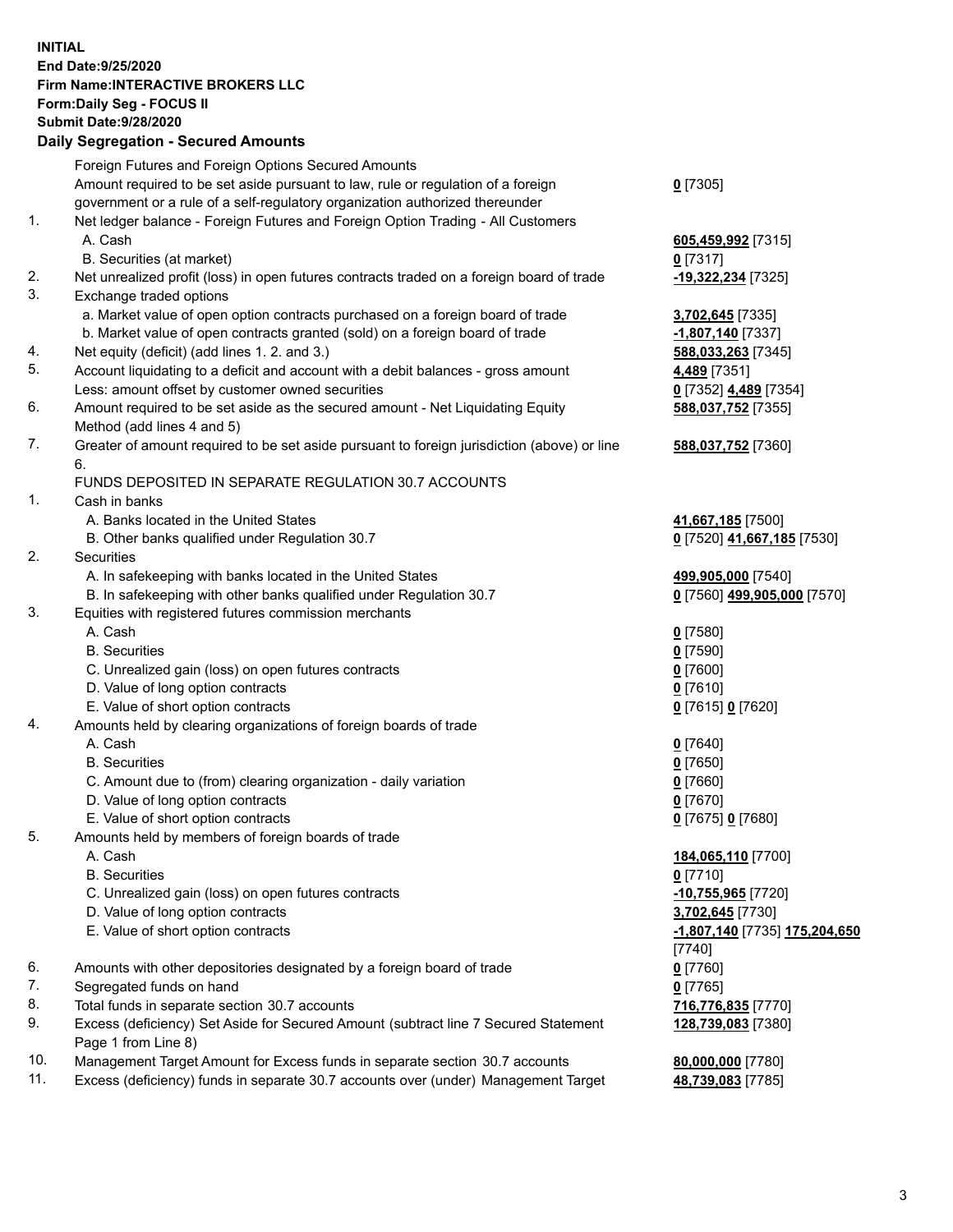**INITIAL**
**End Date:9/25/2020**
**Firm Name:INTERACTIVE BROKERS LLC**
**Form:Daily Seg - FOCUS II**
**Submit Date:9/28/2020**

## Daily Segregation - Secured Amounts

| | | |
|---|---|---|
| | Foreign Futures and Foreign Options Secured Amounts | |
| | Amount required to be set aside pursuant to law, rule or regulation of a foreign government or a rule of a self-regulatory organization authorized thereunder | **0** [7305] |
| 1. | Net ledger balance - Foreign Futures and Foreign Option Trading - All Customers | |
| | A. Cash | **605,459,992** [7315] |
| | B. Securities (at market) | **0** [7317] |
| 2. | Net unrealized profit (loss) in open futures contracts traded on a foreign board of trade | **-19,322,234** [7325] |
| 3. | Exchange traded options | |
| | a. Market value of open option contracts purchased on a foreign board of trade | **3,702,645** [7335] |
| | b. Market value of open contracts granted (sold) on a foreign board of trade | **-1,807,140** [7337] |
| 4. | Net equity (deficit) (add lines 1. 2. and 3.) | **588,033,263** [7345] |
| 5. | Account liquidating to a deficit and account with a debit balances - gross amount | **4,489** [7351] |
| | Less: amount offset by customer owned securities | **0** [7352] **4,489** [7354] |
| 6. | Amount required to be set aside as the secured amount - Net Liquidating Equity Method (add lines 4 and 5) | **588,037,752** [7355] |
| 7. | Greater of amount required to be set aside pursuant to foreign jurisdiction (above) or line 6. | **588,037,752** [7360] |
| | FUNDS DEPOSITED IN SEPARATE REGULATION 30.7 ACCOUNTS | |
| 1. | Cash in banks | |
| | A. Banks located in the United States | **41,667,185** [7500] |
| | B. Other banks qualified under Regulation 30.7 | **0** [7520] **41,667,185** [7530] |
| 2. | Securities | |
| | A. In safekeeping with banks located in the United States | **499,905,000** [7540] |
| | B. In safekeeping with other banks qualified under Regulation 30.7 | **0** [7560] **499,905,000** [7570] |
| 3. | Equities with registered futures commission merchants | |
| | A. Cash | **0** [7580] |
| | B. Securities | **0** [7590] |
| | C. Unrealized gain (loss) on open futures contracts | **0** [7600] |
| | D. Value of long option contracts | **0** [7610] |
| | E. Value of short option contracts | **0** [7615] **0** [7620] |
| 4. | Amounts held by clearing organizations of foreign boards of trade | |
| | A. Cash | **0** [7640] |
| | B. Securities | **0** [7650] |
| | C. Amount due to (from) clearing organization - daily variation | **0** [7660] |
| | D. Value of long option contracts | **0** [7670] |
| | E. Value of short option contracts | **0** [7675] **0** [7680] |
| 5. | Amounts held by members of foreign boards of trade | |
| | A. Cash | **184,065,110** [7700] |
| | B. Securities | **0** [7710] |
| | C. Unrealized gain (loss) on open futures contracts | **-10,755,965** [7720] |
| | D. Value of long option contracts | **3,702,645** [7730] |
| | E. Value of short option contracts | **-1,807,140** [7735] **175,204,650** [7740] |
| 6. | Amounts with other depositories designated by a foreign board of trade | **0** [7760] |
| 7. | Segregated funds on hand | **0** [7765] |
| 8. | Total funds in separate section 30.7 accounts | **716,776,835** [7770] |
| 9. | Excess (deficiency) Set Aside for Secured Amount (subtract line 7 Secured Statement Page 1 from Line 8) | **128,739,083** [7380] |
| 10. | Management Target Amount for Excess funds in separate section 30.7 accounts | **80,000,000** [7780] |
| 11. | Excess (deficiency) funds in separate 30.7 accounts over (under) Management Target | **48,739,083** [7785] |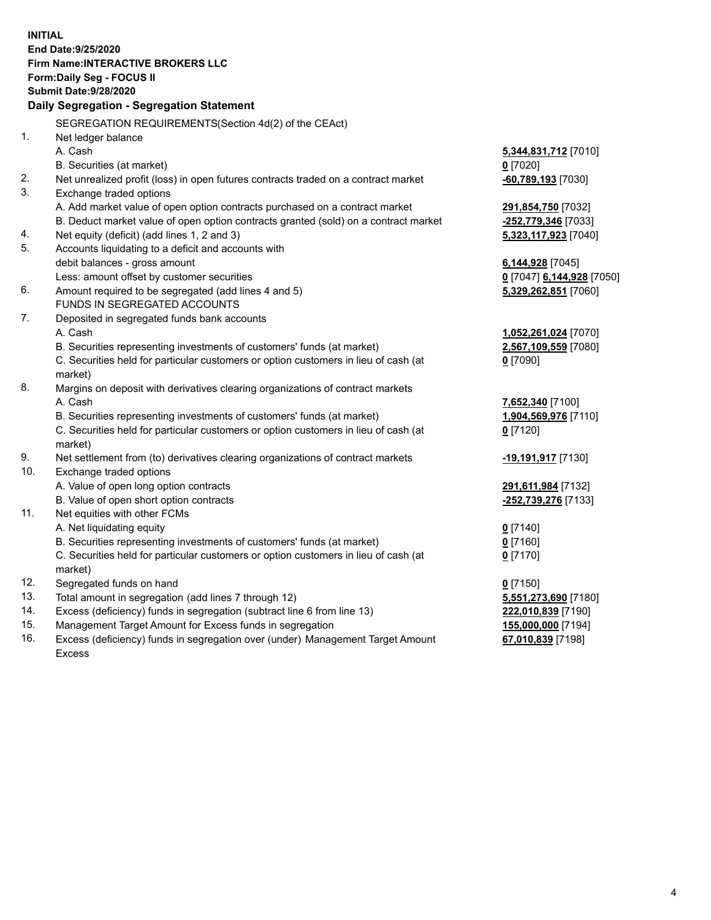**INITIAL**
**End Date:9/25/2020**
**Firm Name:INTERACTIVE BROKERS LLC**
**Form:Daily Seg - FOCUS II**
**Submit Date:9/28/2020**

### Daily Segregation - Segregation Statement

SEGREGATION REQUIREMENTS(Section 4d(2) of the CEAct)

| | | |
|---|---|---|
| 1. | Net ledger balance | |
| | A. Cash | **5,344,831,712** [7010] |
| | B. Securities (at market) | **0** [7020] |
| 2. | Net unrealized profit (loss) in open futures contracts traded on a contract market | **-60,789,193** [7030] |
| 3. | Exchange traded options | |
| | A. Add market value of open option contracts purchased on a contract market | **291,854,750** [7032] |
| | B. Deduct market value of open option contracts granted (sold) on a contract market | **-252,779,346** [7033] |
| 4. | Net equity (deficit) (add lines 1, 2 and 3) | **5,323,117,923** [7040] |
| 5. | Accounts liquidating to a deficit and accounts with debit balances - gross amount | **6,144,928** [7045] |
| | Less: amount offset by customer securities | **0** [7047] **6,144,928** [7050] |
| 6. | Amount required to be segregated (add lines 4 and 5) | **5,329,262,851** [7060] |
| | FUNDS IN SEGREGATED ACCOUNTS | |
| 7. | Deposited in segregated funds bank accounts | |
| | A. Cash | **1,052,261,024** [7070] |
| | B. Securities representing investments of customers' funds (at market) | **2,567,109,559** [7080] |
| | C. Securities held for particular customers or option customers in lieu of cash (at market) | **0** [7090] |
| 8. | Margins on deposit with derivatives clearing organizations of contract markets | |
| | A. Cash | **7,652,340** [7100] |
| | B. Securities representing investments of customers' funds (at market) | **1,904,569,976** [7110] |
| | C. Securities held for particular customers or option customers in lieu of cash (at market) | **0** [7120] |
| 9. | Net settlement from (to) derivatives clearing organizations of contract markets | **-19,191,917** [7130] |
| 10. | Exchange traded options | |
| | A. Value of open long option contracts | **291,611,984** [7132] |
| | B. Value of open short option contracts | **-252,739,276** [7133] |
| 11. | Net equities with other FCMs | |
| | A. Net liquidating equity | **0** [7140] |
| | B. Securities representing investments of customers' funds (at market) | **0** [7160] |
| | C. Securities held for particular customers or option customers in lieu of cash (at market) | **0** [7170] |
| 12. | Segregated funds on hand | **0** [7150] |
| 13. | Total amount in segregation (add lines 7 through 12) | **5,551,273,690** [7180] |
| 14. | Excess (deficiency) funds in segregation (subtract line 6 from line 13) | **222,010,839** [7190] |
| 15. | Management Target Amount for Excess funds in segregation | **155,000,000** [7194] |
| 16. | Excess (deficiency) funds in segregation over (under) Management Target Amount Excess | **67,010,839** [7198] |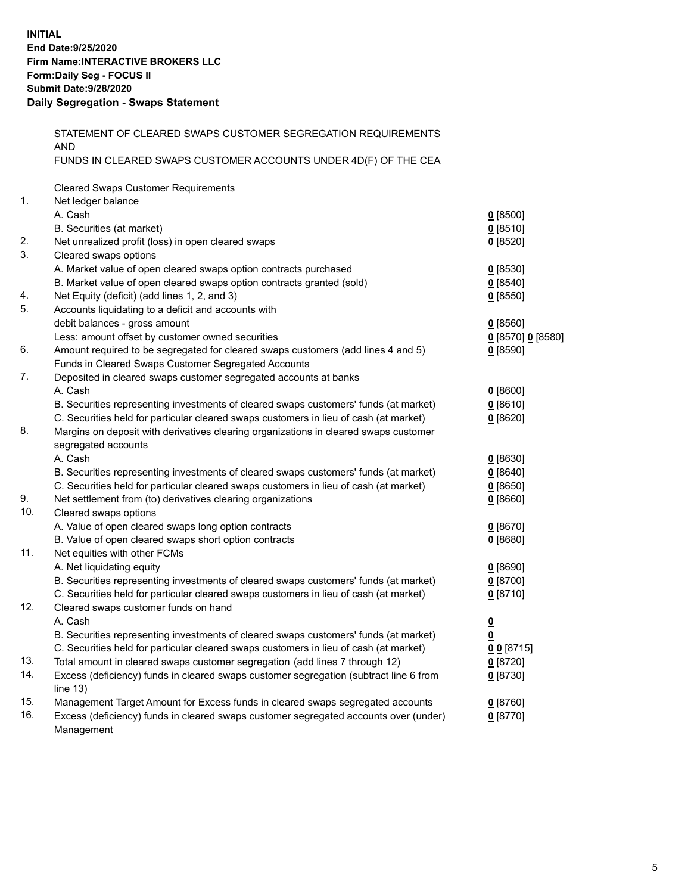**INITIAL**
**End Date:9/25/2020**
**Firm Name:INTERACTIVE BROKERS LLC**
**Form:Daily Seg - FOCUS II**
**Submit Date:9/28/2020**
**Daily Segregation - Swaps Statement**

STATEMENT OF CLEARED SWAPS CUSTOMER SEGREGATION REQUIREMENTS AND FUNDS IN CLEARED SWAPS CUSTOMER ACCOUNTS UNDER 4D(F) OF THE CEA

| | | |
|---|---|---|
| | Cleared Swaps Customer Requirements | |
| 1. | Net ledger balance | |
| | A. Cash | 0 [8500] |
| | B. Securities (at market) | 0 [8510] |
| 2. | Net unrealized profit (loss) in open cleared swaps | 0 [8520] |
| 3. | Cleared swaps options | |
| | A. Market value of open cleared swaps option contracts purchased | 0 [8530] |
| | B. Market value of open cleared swaps option contracts granted (sold) | 0 [8540] |
| 4. | Net Equity (deficit) (add lines 1, 2, and 3) | 0 [8550] |
| 5. | Accounts liquidating to a deficit and accounts with | |
| | debit balances - gross amount | 0 [8560] |
| | Less: amount offset by customer owned securities | 0 [8570] 0 [8580] |
| 6. | Amount required to be segregated for cleared swaps customers (add lines 4 and 5) | 0 [8590] |
| | Funds in Cleared Swaps Customer Segregated Accounts | |
| 7. | Deposited in cleared swaps customer segregated accounts at banks | |
| | A. Cash | 0 [8600] |
| | B. Securities representing investments of cleared swaps customers' funds (at market) | 0 [8610] |
| | C. Securities held for particular cleared swaps customers in lieu of cash (at market) | 0 [8620] |
| 8. | Margins on deposit with derivatives clearing organizations in cleared swaps customer segregated accounts | |
| | A. Cash | 0 [8630] |
| | B. Securities representing investments of cleared swaps customers' funds (at market) | 0 [8640] |
| | C. Securities held for particular cleared swaps customers in lieu of cash (at market) | 0 [8650] |
| 9. | Net settlement from (to) derivatives clearing organizations | 0 [8660] |
| 10. | Cleared swaps options | |
| | A. Value of open cleared swaps long option contracts | 0 [8670] |
| | B. Value of open cleared swaps short option contracts | 0 [8680] |
| 11. | Net equities with other FCMs | |
| | A. Net liquidating equity | 0 [8690] |
| | B. Securities representing investments of cleared swaps customers' funds (at market) | 0 [8700] |
| | C. Securities held for particular cleared swaps customers in lieu of cash (at market) | 0 [8710] |
| 12. | Cleared swaps customer funds on hand | |
| | A. Cash | 0 |
| | B. Securities representing investments of cleared swaps customers' funds (at market) | 0 |
| | C. Securities held for particular cleared swaps customers in lieu of cash (at market) | 0 0 [8715] |
| 13. | Total amount in cleared swaps customer segregation (add lines 7 through 12) | 0 [8720] |
| 14. | Excess (deficiency) funds in cleared swaps customer segregation (subtract line 6 from line 13) | 0 [8730] |
| 15. | Management Target Amount for Excess funds in cleared swaps segregated accounts | 0 [8760] |
| 16. | Excess (deficiency) funds in cleared swaps customer segregated accounts over (under) Management | 0 [8770] |